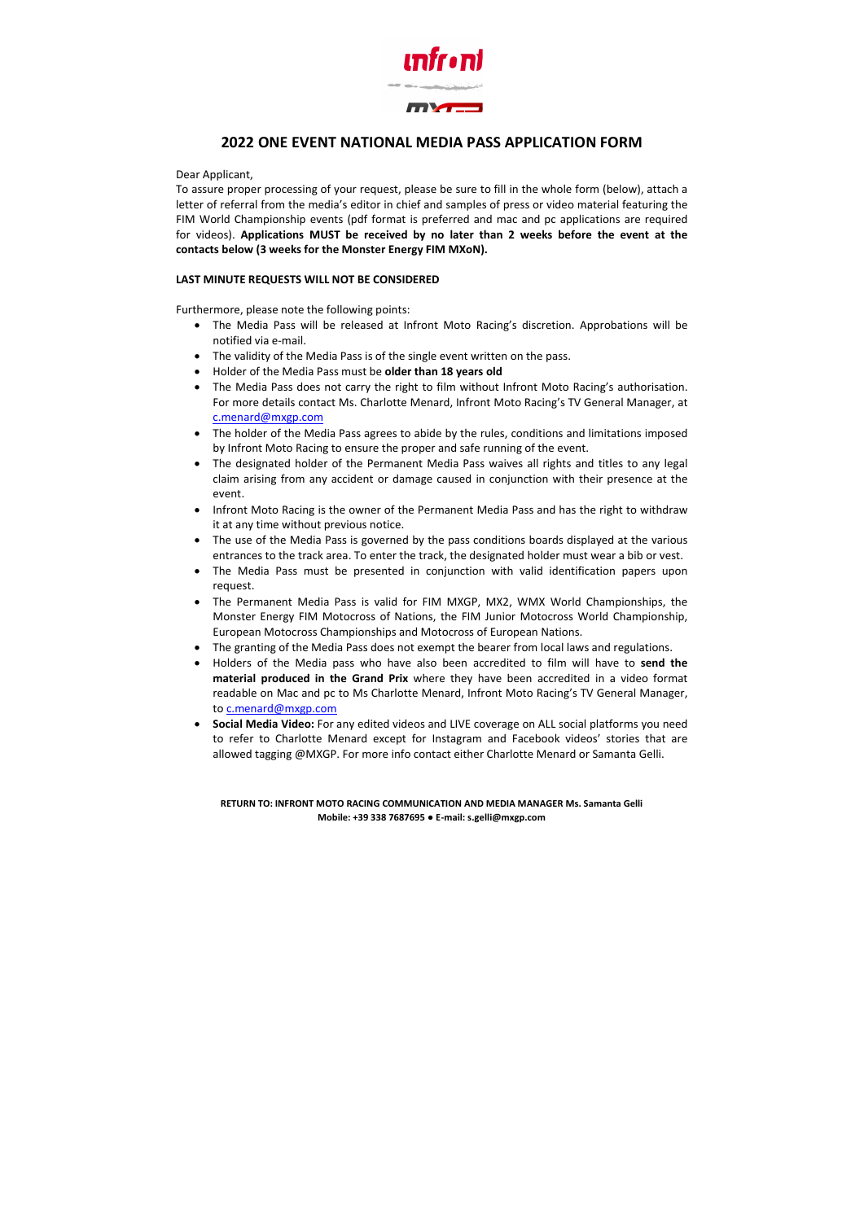# 2022 ONE EVENT NATIONAL MEDIA PASS APPLICATION FORM

Dear Applicant,

To assure proper processing of your request, please be sure to fill in the whole form (below), attach a letter of referral from the media's editor in chief and samples of press or video material featuring the FIM World Championship events (pdf format is preferred and mac and pc applications are required for videos). **Applications MUST be received by no later than 2 weeks before the event at the contacts below (3 weeks for the Monster Energy FIM MXoN).**

**LAST MINUTE REQUESTS WILL NOT BE CONSIDERED**

Furthermore, please note the following points:

- The Media Pass will be released at Infront Moto Racing's discretion. Approbations will be notified via e-mail.
- The validity of the Media Pass is of the single event written on the pass.
- Holder of the Media Pass must be **older than 18 years old**
- The Media Pass does not carry the right to film without Infront Moto Racing's authorisation. For more details contact Ms. Charlotte Menard, Infront Moto Racing's TV General Manager, at c.menard@mxgp.com
- The holder of the Media Pass agrees to abide by the rules, conditions and limitations imposed by Infront Moto Racing to ensure the proper and safe running of the event.
- The designated holder of the Permanent Media Pass waives all rights and titles to any legal claim arising from any accident or damage caused in conjunction with their presence at the event.
- Infront Moto Racing is the owner of the Permanent Media Pass and has the right to withdraw it at any time without previous notice.
- The use of the Media Pass is governed by the pass conditions boards displayed at the various entrances to the track area. To enter the track, the designated holder must wear a bib or vest.
- The Media Pass must be presented in conjunction with valid identification papers upon request.
- The Permanent Media Pass is valid for FIM MXGP, MX2, WMX World Championships, the Monster Energy FIM Motocross of Nations, the FIM Junior Motocross World Championship, European Motocross Championships and Motocross of European Nations.
- The granting of the Media Pass does not exempt the bearer from local laws and regulations.
- Holders of the Media pass who have also been accredited to film will have to **send the material produced in the Grand Prix** where they have been accredited in a video format readable on Mac and pc to Ms Charlotte Menard, Infront Moto Racing's TV General Manager, to c.menard@mxgp.com
- **Social Media Video:** For any edited videos and LIVE coverage on ALL social platforms you need to refer to Charlotte Menard except for Instagram and Facebook videos' stories that are allowed tagging @MXGP. For more info contact either Charlotte Menard or Samanta Gelli.

**RETURN TO: INFRONT MOTO RACING COMMUNICATION AND MEDIA MANAGER Ms. Samanta Gelli**
**Mobile: +39 338 7687695 ● E-mail: s.gelli@mxgp.com**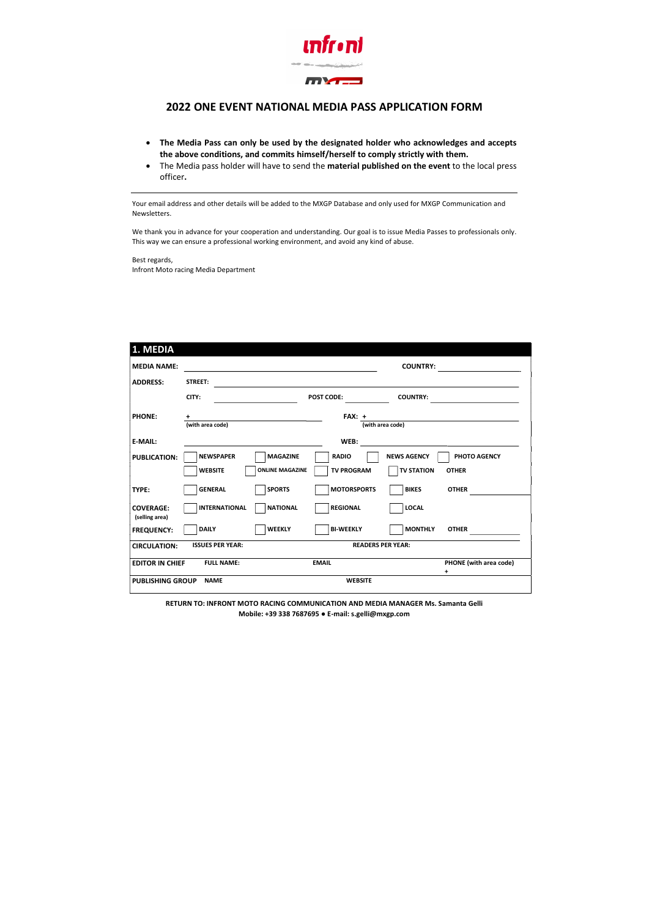# 2022 ONE EVENT NATIONAL MEDIA PASS APPLICATION FORM

- **The Media Pass can only be used by the designated holder who acknowledges and accepts the above conditions, and commits himself/herself to comply strictly with them.**
- The Media pass holder will have to send the **material published on the event** to the local press officer**.**

---

Your email address and other details will be added to the MXGP Database and only used for MXGP Communication and Newsletters.

We thank you in advance for your cooperation and understanding. Our goal is to issue Media Passes to professionals only. This way we can ensure a professional working environment, and avoid any kind of abuse.

Best regards,
Infront Moto racing Media Department

## 1. MEDIA

| | | | | | | | | |
|---|---|---|---|---|---|---|---|---|
| **MEDIA NAME:** | | | | | | **COUNTRY:** | | |
| **ADDRESS:** | **STREET:** | | | | | | | |
| | **CITY:** | | | **POST CODE:** | | **COUNTRY:** | | |
| **PHONE:** | + (with area code) | | | **FAX:** + (with area code) | | | | |
| **E-MAIL:** | | | | **WEB:** | | | | |
| **PUBLICATION:** | ☐ **NEWSPAPER** | ☐ **MAGAZINE** | ☐ **RADIO** | ☐ **NEWS AGENCY** | ☐ **PHOTO AGENCY** | | | |
| | ☐ **WEBSITE** | ☐ **ONLINE MAGAZINE** | ☐ **TV PROGRAM** | ☐ **TV STATION** | **OTHER** | | | |
| **TYPE:** | ☐ **GENERAL** | ☐ **SPORTS** | ☐ **MOTORSPORTS** | ☐ **BIKES** | **OTHER** | | | |
| **COVERAGE:** (selling area) | ☐ **INTERNATIONAL** | ☐ **NATIONAL** | ☐ **REGIONAL** | ☐ **LOCAL** | | | | |
| **FREQUENCY:** | ☐ **DAILY** | ☐ **WEEKLY** | ☐ **BI-WEEKLY** | ☐ **MONTHLY** | **OTHER** | | | |
| **CIRCULATION:** | **ISSUES PER YEAR:** | | | **READERS PER YEAR:** | | | | |
| **EDITOR IN CHIEF** | **FULL NAME:** | | **EMAIL** | | **PHONE (with area code)** + | | | |
| **PUBLISHING GROUP** | **NAME** | | | **WEBSITE** | | | | |

**RETURN TO: INFRONT MOTO RACING COMMUNICATION AND MEDIA MANAGER Ms. Samanta Gelli**
**Mobile: +39 338 7687695 ● E-mail: s.gelli@mxgp.com**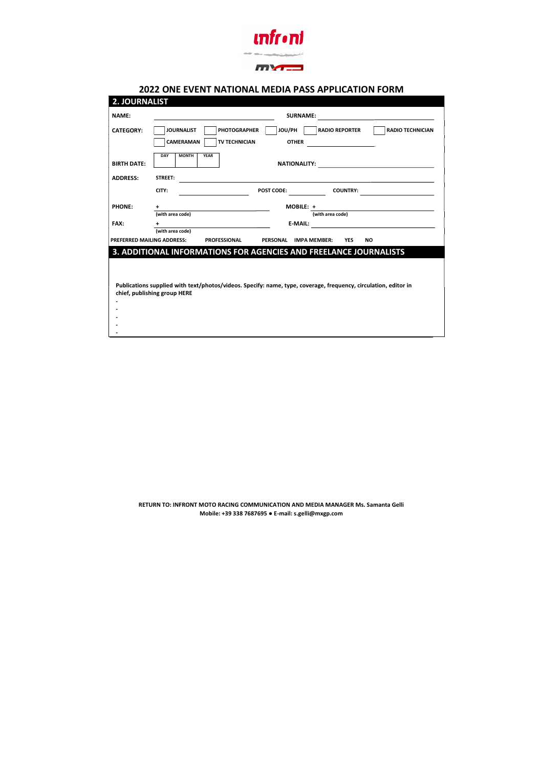# 2022 ONE EVENT NATIONAL MEDIA PASS APPLICATION FORM

## 2. JOURNALIST

**NAME:** ______________________ **SURNAME:** ______________________

**CATEGORY:** ☐ JOURNALIST ☐ PHOTOGRAPHER ☐ JOU/PH ☐ RADIO REPORTER ☐ RADIO TECHNICIAN

☐ CAMERAMAN ☐ TV TECHNICIAN **OTHER** ______________________

**BIRTH DATE:** DAY | MONTH | YEAR **NATIONALITY:** ______________________

**ADDRESS:** **STREET:** ______________________

**CITY:** ______________ **POST CODE:** ______________ **COUNTRY:** ______________

**PHONE:** + ______________________ (with area code) **MOBILE:** + ______________________ (with area code)

**FAX:** + ______________________ (with area code) **E-MAIL:** ______________________

**PREFERRED MAILING ADDRESS:** **PROFESSIONAL** **PERSONAL** **IMPA MEMBER:** **YES** **NO**

## 3. ADDITIONAL INFORMATIONS FOR AGENCIES AND FREELANCE JOURNALISTS

**Publications supplied with text/photos/videos. Specify: name, type, coverage, frequency, circulation, editor in chief, publishing group HERE**

-
-
-
-
-

**RETURN TO: INFRONT MOTO RACING COMMUNICATION AND MEDIA MANAGER Ms. Samanta Gelli**
**Mobile: +39 338 7687695 ● E-mail: s.gelli@mxgp.com**